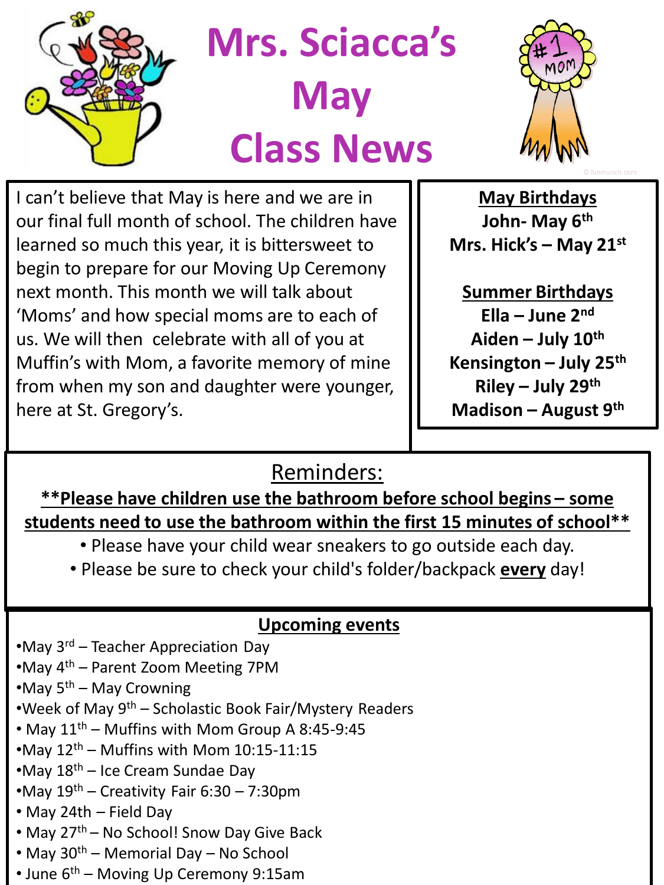# Mrs. Sciacca's May Class News

I can't believe that May is here and we are in our final full month of school. The children have learned so much this year, it is bittersweet to begin to prepare for our Moving Up Ceremony next month. This month we will talk about 'Moms' and how special moms are to each of us. We will then celebrate with all of you at Muffin's with Mom, a favorite memory of mine from when my son and daughter were younger, here at St. Gregory's.

**May Birthdays**

**John- May 6th**

**Mrs. Hick's – May 21st**

**Summer Birthdays**

**Ella – June 2nd**

**Aiden – July 10th**

**Kensington – July 25th**

**Riley – July 29th**

**Madison – August 9th**

## Reminders:

****Please have children use the bathroom before school begins – some students need to use the bathroom within the first 15 minutes of school****

- Please have your child wear sneakers to go outside each day.
- Please be sure to check your child's folder/backpack **every** day!

## Upcoming events

- May 3rd – Teacher Appreciation Day
- May 4th – Parent Zoom Meeting 7PM
- May 5th – May Crowning
- Week of May 9th – Scholastic Book Fair/Mystery Readers
- May 11th – Muffins with Mom Group A 8:45-9:45
- May 12th – Muffins with Mom 10:15-11:15
- May 18th – Ice Cream Sundae Day
- May 19th – Creativity Fair 6:30 – 7:30pm
- May 24th – Field Day
- May 27th – No School! Snow Day Give Back
- May 30th – Memorial Day – No School
- June 6th – Moving Up Ceremony 9:15am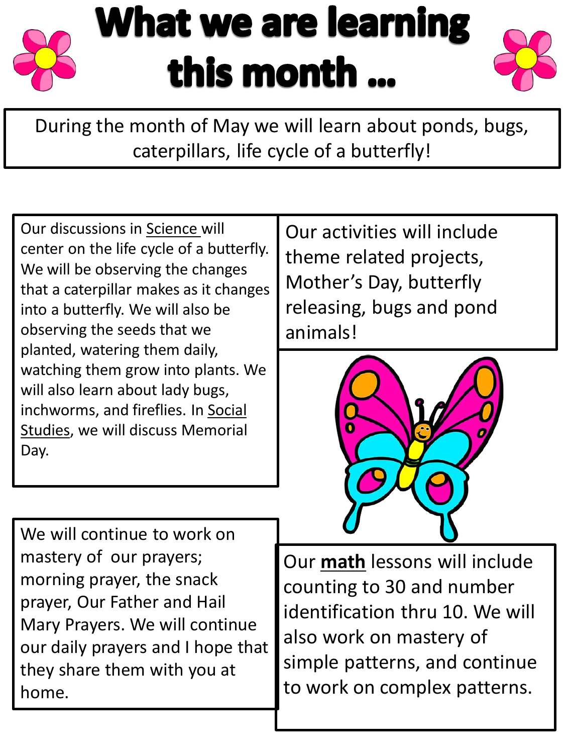# What we are learning this month …

During the month of May we will learn about ponds, bugs, caterpillars, life cycle of a butterfly!

Our discussions in Science will center on the life cycle of a butterfly. We will be observing the changes that a caterpillar makes as it changes into a butterfly. We will also be observing the seeds that we planted, watering them daily, watching them grow into plants. We will also learn about lady bugs, inchworms, and fireflies. In Social Studies, we will discuss Memorial Day.

Our activities will include theme related projects, Mother's Day, butterfly releasing, bugs and pond animals!

We will continue to work on mastery of our prayers; morning prayer, the snack prayer, Our Father and Hail Mary Prayers. We will continue our daily prayers and I hope that they share them with you at home.

Our **math** lessons will include counting to 30 and number identification thru 10. We will also work on mastery of simple patterns, and continue to work on complex patterns.